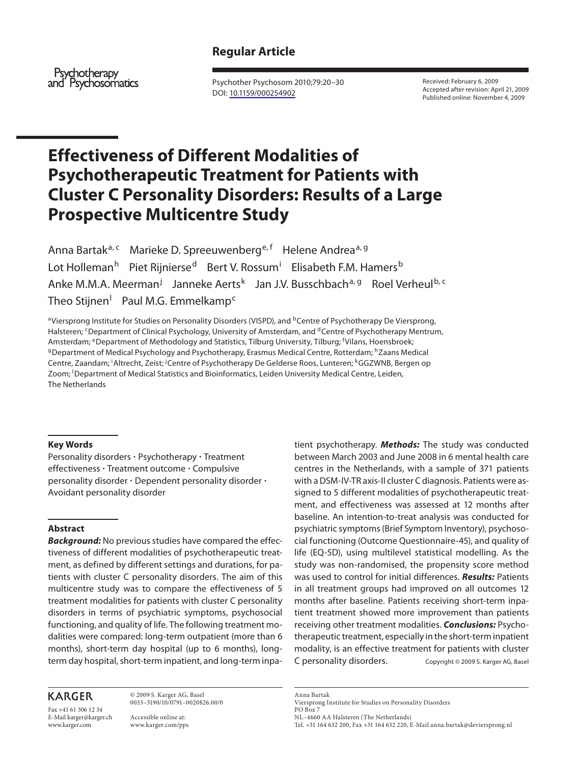**Regular Article**

Psychotherapy and Psychosomatics

Psychother Psychosom 2010;79:20–30
DOI: 10.1159/000254902

Received: February 6, 2009
Accepted after revision: April 21, 2009
Published online: November 4, 2009

# Effectiveness of Different Modalities of Psychotherapeutic Treatment for Patients with Cluster C Personality Disorders: Results of a Large Prospective Multicentre Study

Anna Bartak[a, c] Marieke D. Spreeuwenberg[e, f] Helene Andrea[a, g] Lot Holleman[h] Piet Rijnierse[d] Bert V. Rossum[i] Elisabeth F.M. Hamers[b] Anke M.M.A. Meerman[j] Janneke Aerts[k] Jan J.V. Busschbach[a, g] Roel Verheul[b, c] Theo Stijnen[l] Paul M.G. Emmelkamp[c]

[a]Viersprong Institute for Studies on Personality Disorders (VISPD), and [b]Centre of Psychotherapy De Viersprong, Halsteren; [c]Department of Clinical Psychology, University of Amsterdam, and [d]Centre of Psychotherapy Mentrum, Amsterdam; [e]Department of Methodology and Statistics, Tilburg University, Tilburg; [f]Vilans, Hoensbroek; [g]Department of Medical Psychology and Psychotherapy, Erasmus Medical Centre, Rotterdam; [h]Zaans Medical Centre, Zaandam; [i]Altrecht, Zeist; [j]Centre of Psychotherapy De Gelderse Roos, Lunteren; [k]GGZWNB, Bergen op Zoom; [l]Department of Medical Statistics and Bioinformatics, Leiden University Medical Centre, Leiden, The Netherlands

## Key Words

Personality disorders · Psychotherapy · Treatment effectiveness · Treatment outcome · Compulsive personality disorder · Dependent personality disorder · Avoidant personality disorder

## Abstract

***Background:*** No previous studies have compared the effectiveness of different modalities of psychotherapeutic treatment, as defined by different settings and durations, for patients with cluster C personality disorders. The aim of this multicentre study was to compare the effectiveness of 5 treatment modalities for patients with cluster C personality disorders in terms of psychiatric symptoms, psychosocial functioning, and quality of life. The following treatment modalities were compared: long-term outpatient (more than 6 months), short-term day hospital (up to 6 months), long-term day hospital, short-term inpatient, and long-term inpatient psychotherapy. ***Methods:*** The study was conducted between March 2003 and June 2008 in 6 mental health care centres in the Netherlands, with a sample of 371 patients with a DSM-IV-TR axis-II cluster C diagnosis. Patients were assigned to 5 different modalities of psychotherapeutic treatment, and effectiveness was assessed at 12 months after baseline. An intention-to-treat analysis was conducted for psychiatric symptoms (Brief Symptom Inventory), psychosocial functioning (Outcome Questionnaire-45), and quality of life (EQ-5D), using multilevel statistical modelling. As the study was non-randomised, the propensity score method was used to control for initial differences. ***Results:*** Patients in all treatment groups had improved on all outcomes 12 months after baseline. Patients receiving short-term inpatient treatment showed more improvement than patients receiving other treatment modalities. ***Conclusions:*** Psychotherapeutic treatment, especially in the short-term inpatient modality, is an effective treatment for patients with cluster C personality disorders.

Copyright © 2009 S. Karger AG, Basel

KARGER
Fax +41 61 306 12 34
E-Mail karger@karger.ch
www.karger.com

© 2009 S. Karger AG, Basel
0033–3190/10/0791–0020$26.00/0

Accessible online at:
www.karger.com/pps

Anna Bartak
Viersprong Institute for Studies on Personality Disorders
PO Box 7
NL–4660 AA Halsteren (The Netherlands)
Tel. +31 164 632 200, Fax +31 164 632 220, E-Mail anna.bartak@deviersprong.nl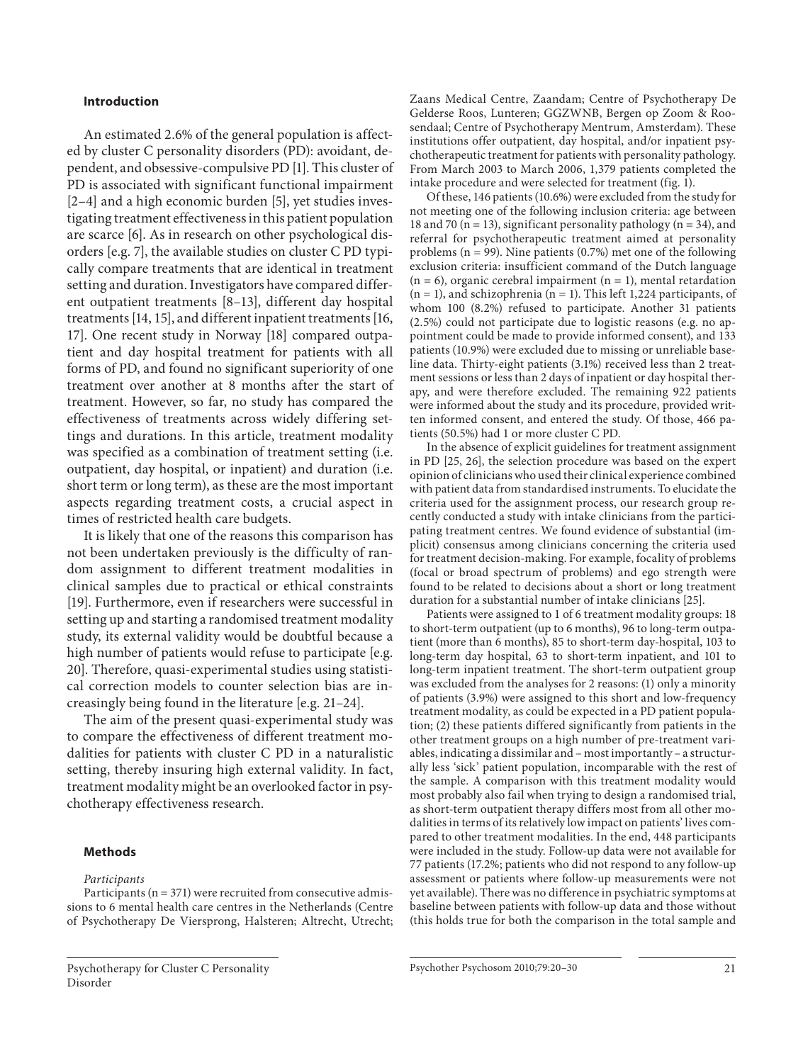## Introduction

An estimated 2.6% of the general population is affected by cluster C personality disorders (PD): avoidant, dependent, and obsessive-compulsive PD [1]. This cluster of PD is associated with significant functional impairment [2–4] and a high economic burden [5], yet studies investigating treatment effectiveness in this patient population are scarce [6]. As in research on other psychological disorders [e.g. 7], the available studies on cluster C PD typically compare treatments that are identical in treatment setting and duration. Investigators have compared different outpatient treatments [8–13], different day hospital treatments [14, 15], and different inpatient treatments [16, 17]. One recent study in Norway [18] compared outpatient and day hospital treatment for patients with all forms of PD, and found no significant superiority of one treatment over another at 8 months after the start of treatment. However, so far, no study has compared the effectiveness of treatments across widely differing settings and durations. In this article, treatment modality was specified as a combination of treatment setting (i.e. outpatient, day hospital, or inpatient) and duration (i.e. short term or long term), as these are the most important aspects regarding treatment costs, a crucial aspect in times of restricted health care budgets.

It is likely that one of the reasons this comparison has not been undertaken previously is the difficulty of random assignment to different treatment modalities in clinical samples due to practical or ethical constraints [19]. Furthermore, even if researchers were successful in setting up and starting a randomised treatment modality study, its external validity would be doubtful because a high number of patients would refuse to participate [e.g. 20]. Therefore, quasi-experimental studies using statistical correction models to counter selection bias are increasingly being found in the literature [e.g. 21–24].

The aim of the present quasi-experimental study was to compare the effectiveness of different treatment modalities for patients with cluster C PD in a naturalistic setting, thereby insuring high external validity. In fact, treatment modality might be an overlooked factor in psychotherapy effectiveness research.

## Methods

*Participants*

Participants (n = 371) were recruited from consecutive admissions to 6 mental health care centres in the Netherlands (Centre of Psychotherapy De Viersprong, Halsteren; Altrecht, Utrecht; Zaans Medical Centre, Zaandam; Centre of Psychotherapy De Gelderse Roos, Lunteren; GGZWNB, Bergen op Zoom & Roosendaal; Centre of Psychotherapy Mentrum, Amsterdam). These institutions offer outpatient, day hospital, and/or inpatient psychotherapeutic treatment for patients with personality pathology. From March 2003 to March 2006, 1,379 patients completed the intake procedure and were selected for treatment (fig. 1).

Of these, 146 patients (10.6%) were excluded from the study for not meeting one of the following inclusion criteria: age between 18 and 70 (n = 13), significant personality pathology (n = 34), and referral for psychotherapeutic treatment aimed at personality problems (n = 99). Nine patients (0.7%) met one of the following exclusion criteria: insufficient command of the Dutch language (n = 6), organic cerebral impairment (n = 1), mental retardation (n = 1), and schizophrenia (n = 1). This left 1,224 participants, of whom 100 (8.2%) refused to participate. Another 31 patients (2.5%) could not participate due to logistic reasons (e.g. no appointment could be made to provide informed consent), and 133 patients (10.9%) were excluded due to missing or unreliable baseline data. Thirty-eight patients (3.1%) received less than 2 treatment sessions or less than 2 days of inpatient or day hospital therapy, and were therefore excluded. The remaining 922 patients were informed about the study and its procedure, provided written informed consent, and entered the study. Of those, 466 patients (50.5%) had 1 or more cluster C PD.

In the absence of explicit guidelines for treatment assignment in PD [25, 26], the selection procedure was based on the expert opinion of clinicians who used their clinical experience combined with patient data from standardised instruments. To elucidate the criteria used for the assignment process, our research group recently conducted a study with intake clinicians from the participating treatment centres. We found evidence of substantial (implicit) consensus among clinicians concerning the criteria used for treatment decision-making. For example, focality of problems (focal or broad spectrum of problems) and ego strength were found to be related to decisions about a short or long treatment duration for a substantial number of intake clinicians [25].

Patients were assigned to 1 of 6 treatment modality groups: 18 to short-term outpatient (up to 6 months), 96 to long-term outpatient (more than 6 months), 85 to short-term day-hospital, 103 to long-term day hospital, 63 to short-term inpatient, and 101 to long-term inpatient treatment. The short-term outpatient group was excluded from the analyses for 2 reasons: (1) only a minority of patients (3.9%) were assigned to this short and low-frequency treatment modality, as could be expected in a PD patient population; (2) these patients differed significantly from patients in the other treatment groups on a high number of pre-treatment variables, indicating a dissimilar and – most importantly – a structurally less 'sick' patient population, incomparable with the rest of the sample. A comparison with this treatment modality would most probably also fail when trying to design a randomised trial, as short-term outpatient therapy differs most from all other modalities in terms of its relatively low impact on patients' lives compared to other treatment modalities. In the end, 448 participants were included in the study. Follow-up data were not available for 77 patients (17.2%; patients who did not respond to any follow-up assessment or patients where follow-up measurements were not yet available). There was no difference in psychiatric symptoms at baseline between patients with follow-up data and those without (this holds true for both the comparison in the total sample and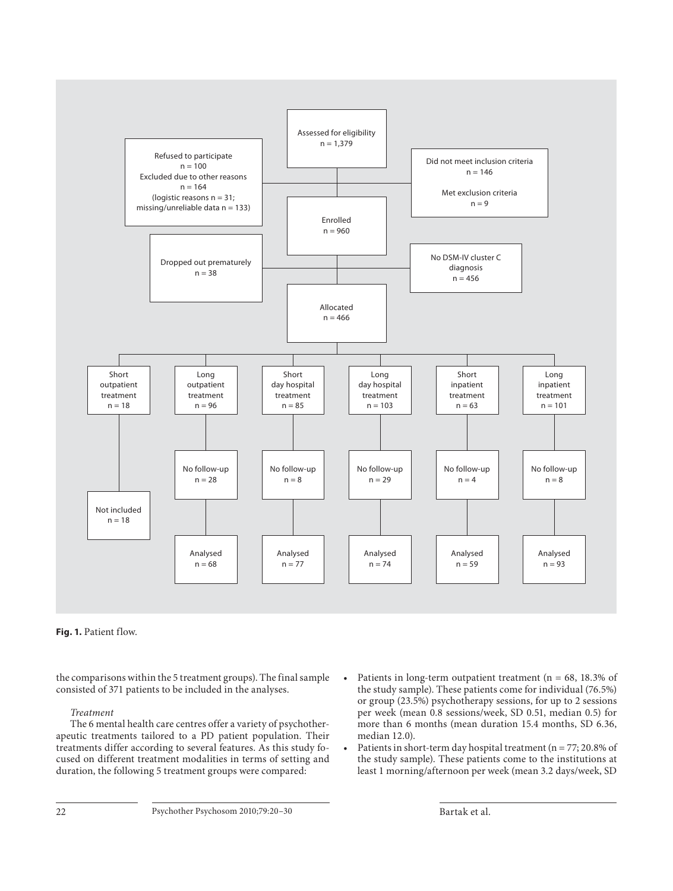Assessed for eligibility
n = 1,379

Refused to participate
n = 100
Excluded due to other reasons
n = 164
(logistic reasons n = 31;
missing/unreliable data n = 133)

Did not meet inclusion criteria
n = 146

Met exclusion criteria
n = 9

Enrolled
n = 960

Dropped out prematurely
n = 38

No DSM-IV cluster C diagnosis
n = 456

Allocated
n = 466

| Short outpatient treatment n = 18 | Long outpatient treatment n = 96 | Short day hospital treatment n = 85 | Long day hospital treatment n = 103 | Short inpatient treatment n = 63 | Long inpatient treatment n = 101 |
|---|---|---|---|---|---|
| | No follow-up n = 28 | No follow-up n = 8 | No follow-up n = 29 | No follow-up n = 4 | No follow-up n = 8 |
| Not included n = 18 | Analysed n = 68 | Analysed n = 77 | Analysed n = 74 | Analysed n = 59 | Analysed n = 93 |

**Fig. 1.** Patient flow.

the comparisons within the 5 treatment groups). The final sample consisted of 371 patients to be included in the analyses.

*Treatment*

The 6 mental health care centres offer a variety of psychotherapeutic treatments tailored to a PD patient population. Their treatments differ according to several features. As this study focused on different treatment modalities in terms of setting and duration, the following 5 treatment groups were compared:

- Patients in long-term outpatient treatment (n = 68, 18.3% of the study sample). These patients come for individual (76.5%) or group (23.5%) psychotherapy sessions, for up to 2 sessions per week (mean 0.8 sessions/week, SD 0.51, median 0.5) for more than 6 months (mean duration 15.4 months, SD 6.36, median 12.0).
- Patients in short-term day hospital treatment (n = 77; 20.8% of the study sample). These patients come to the institutions at least 1 morning/afternoon per week (mean 3.2 days/week, SD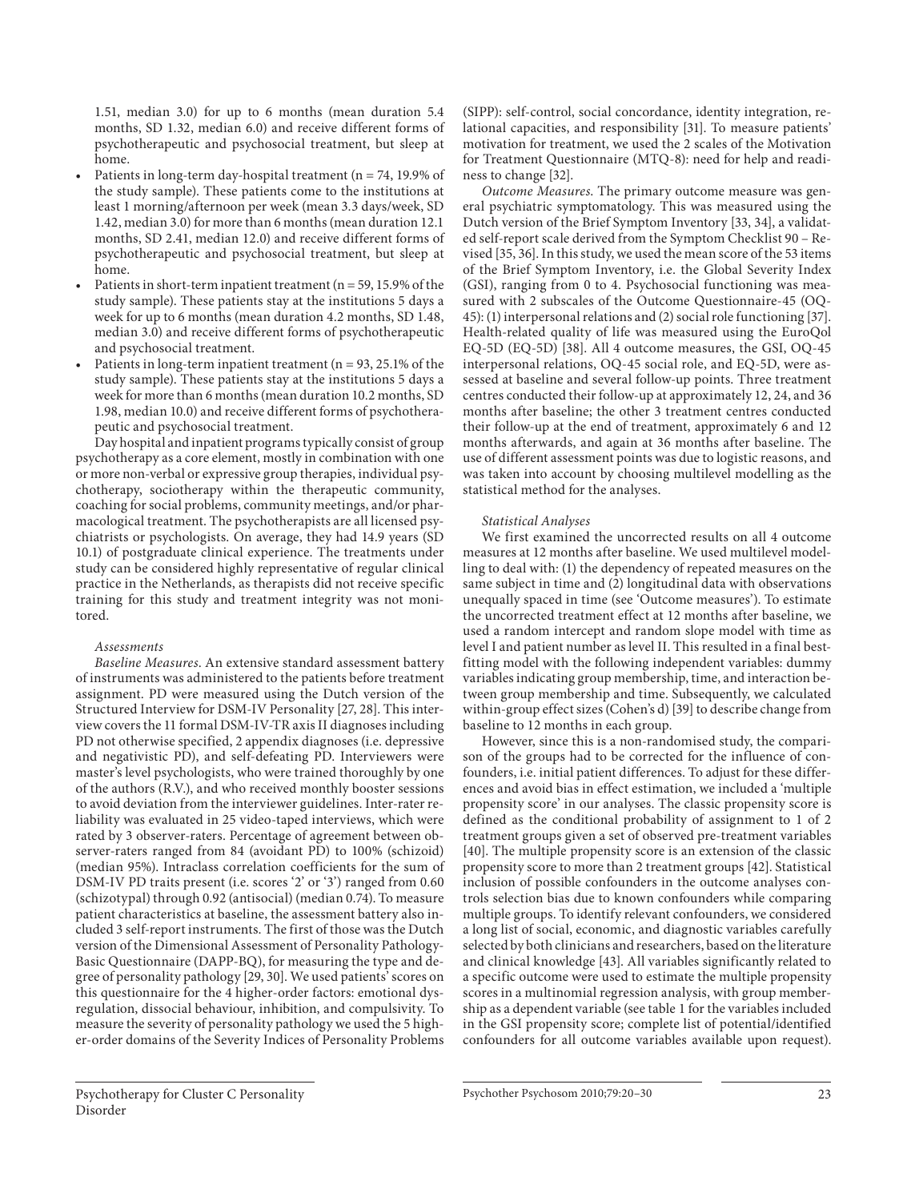1.51, median 3.0) for up to 6 months (mean duration 5.4 months, SD 1.32, median 6.0) and receive different forms of psychotherapeutic and psychosocial treatment, but sleep at home.

- Patients in long-term day-hospital treatment (n = 74, 19.9% of the study sample). These patients come to the institutions at least 1 morning/afternoon per week (mean 3.3 days/week, SD 1.42, median 3.0) for more than 6 months (mean duration 12.1 months, SD 2.41, median 12.0) and receive different forms of psychotherapeutic and psychosocial treatment, but sleep at home.
- Patients in short-term inpatient treatment (n = 59, 15.9% of the study sample). These patients stay at the institutions 5 days a week for up to 6 months (mean duration 4.2 months, SD 1.48, median 3.0) and receive different forms of psychotherapeutic and psychosocial treatment.
- Patients in long-term inpatient treatment (n = 93, 25.1% of the study sample). These patients stay at the institutions 5 days a week for more than 6 months (mean duration 10.2 months, SD 1.98, median 10.0) and receive different forms of psychotherapeutic and psychosocial treatment.

Day hospital and inpatient programs typically consist of group psychotherapy as a core element, mostly in combination with one or more non-verbal or expressive group therapies, individual psychotherapy, sociotherapy within the therapeutic community, coaching for social problems, community meetings, and/or pharmacological treatment. The psychotherapists are all licensed psychiatrists or psychologists. On average, they had 14.9 years (SD 10.1) of postgraduate clinical experience. The treatments under study can be considered highly representative of regular clinical practice in the Netherlands, as therapists did not receive specific training for this study and treatment integrity was not monitored.

*Assessments*

*Baseline Measures*. An extensive standard assessment battery of instruments was administered to the patients before treatment assignment. PD were measured using the Dutch version of the Structured Interview for DSM-IV Personality [27, 28]. This interview covers the 11 formal DSM-IV-TR axis II diagnoses including PD not otherwise specified, 2 appendix diagnoses (i.e. depressive and negativistic PD), and self-defeating PD. Interviewers were master's level psychologists, who were trained thoroughly by one of the authors (R.V.), and who received monthly booster sessions to avoid deviation from the interviewer guidelines. Inter-rater reliability was evaluated in 25 video-taped interviews, which were rated by 3 observer-raters. Percentage of agreement between observer-raters ranged from 84 (avoidant PD) to 100% (schizoid) (median 95%). Intraclass correlation coefficients for the sum of DSM-IV PD traits present (i.e. scores '2' or '3') ranged from 0.60 (schizotypal) through 0.92 (antisocial) (median 0.74). To measure patient characteristics at baseline, the assessment battery also included 3 self-report instruments. The first of those was the Dutch version of the Dimensional Assessment of Personality Pathology-Basic Questionnaire (DAPP-BQ), for measuring the type and degree of personality pathology [29, 30]. We used patients' scores on this questionnaire for the 4 higher-order factors: emotional dysregulation, dissocial behaviour, inhibition, and compulsivity. To measure the severity of personality pathology we used the 5 higher-order domains of the Severity Indices of Personality Problems (SIPP): self-control, social concordance, identity integration, relational capacities, and responsibility [31]. To measure patients' motivation for treatment, we used the 2 scales of the Motivation for Treatment Questionnaire (MTQ-8): need for help and readiness to change [32].

*Outcome Measures*. The primary outcome measure was general psychiatric symptomatology. This was measured using the Dutch version of the Brief Symptom Inventory [33, 34], a validated self-report scale derived from the Symptom Checklist 90 – Revised [35, 36]. In this study, we used the mean score of the 53 items of the Brief Symptom Inventory, i.e. the Global Severity Index (GSI), ranging from 0 to 4. Psychosocial functioning was measured with 2 subscales of the Outcome Questionnaire-45 (OQ-45): (1) interpersonal relations and (2) social role functioning [37]. Health-related quality of life was measured using the EuroQol EQ-5D (EQ-5D) [38]. All 4 outcome measures, the GSI, OQ-45 interpersonal relations, OQ-45 social role, and EQ-5D, were assessed at baseline and several follow-up points. Three treatment centres conducted their follow-up at approximately 12, 24, and 36 months after baseline; the other 3 treatment centres conducted their follow-up at the end of treatment, approximately 6 and 12 months afterwards, and again at 36 months after baseline. The use of different assessment points was due to logistic reasons, and was taken into account by choosing multilevel modelling as the statistical method for the analyses.

*Statistical Analyses*

We first examined the uncorrected results on all 4 outcome measures at 12 months after baseline. We used multilevel modelling to deal with: (1) the dependency of repeated measures on the same subject in time and (2) longitudinal data with observations unequally spaced in time (see 'Outcome measures'). To estimate the uncorrected treatment effect at 12 months after baseline, we used a random intercept and random slope model with time as level I and patient number as level II. This resulted in a final best-fitting model with the following independent variables: dummy variables indicating group membership, time, and interaction between group membership and time. Subsequently, we calculated within-group effect sizes (Cohen's d) [39] to describe change from baseline to 12 months in each group.

However, since this is a non-randomised study, the comparison of the groups had to be corrected for the influence of confounders, i.e. initial patient differences. To adjust for these differences and avoid bias in effect estimation, we included a 'multiple propensity score' in our analyses. The classic propensity score is defined as the conditional probability of assignment to 1 of 2 treatment groups given a set of observed pre-treatment variables [40]. The multiple propensity score is an extension of the classic propensity score to more than 2 treatment groups [42]. Statistical inclusion of possible confounders in the outcome analyses controls selection bias due to known confounders while comparing multiple groups. To identify relevant confounders, we considered a long list of social, economic, and diagnostic variables carefully selected by both clinicians and researchers, based on the literature and clinical knowledge [43]. All variables significantly related to a specific outcome were used to estimate the multiple propensity scores in a multinomial regression analysis, with group membership as a dependent variable (see table 1 for the variables included in the GSI propensity score; complete list of potential/identified confounders for all outcome variables available upon request).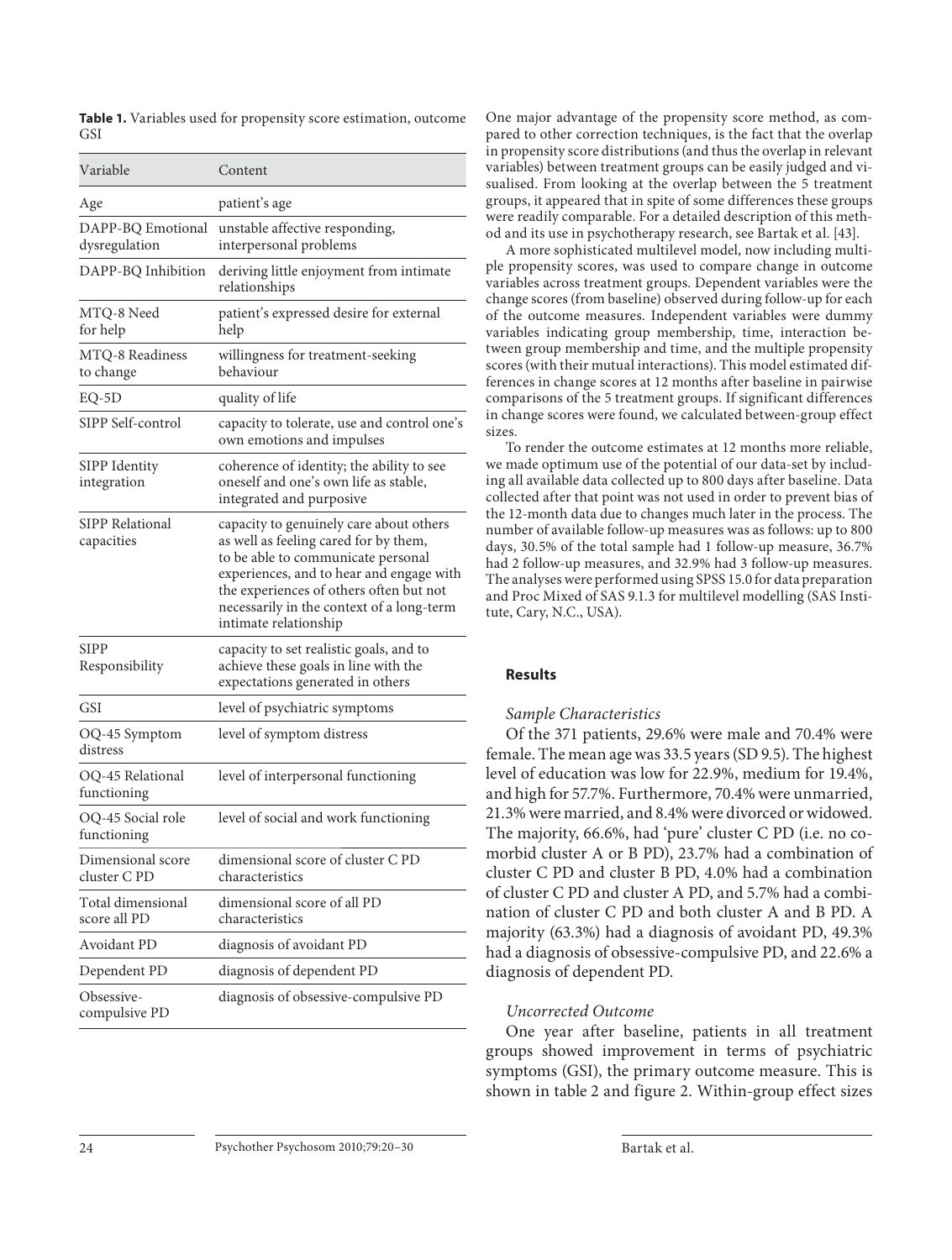**Table 1.** Variables used for propensity score estimation, outcome GSI

| Variable | Content |
|---|---|
| Age | patient's age |
| DAPP-BQ Emotional dysregulation | unstable affective responding, interpersonal problems |
| DAPP-BQ Inhibition | deriving little enjoyment from intimate relationships |
| MTQ-8 Need for help | patient's expressed desire for external help |
| MTQ-8 Readiness to change | willingness for treatment-seeking behaviour |
| EQ-5D | quality of life |
| SIPP Self-control | capacity to tolerate, use and control one's own emotions and impulses |
| SIPP Identity integration | coherence of identity; the ability to see oneself and one's own life as stable, integrated and purposive |
| SIPP Relational capacities | capacity to genuinely care about others as well as feeling cared for by them, to be able to communicate personal experiences, and to hear and engage with the experiences of others often but not necessarily in the context of a long-term intimate relationship |
| SIPP Responsibility | capacity to set realistic goals, and to achieve these goals in line with the expectations generated in others |
| GSI | level of psychiatric symptoms |
| OQ-45 Symptom distress | level of symptom distress |
| OQ-45 Relational functioning | level of interpersonal functioning |
| OQ-45 Social role functioning | level of social and work functioning |
| Dimensional score cluster C PD | dimensional score of cluster C PD characteristics |
| Total dimensional score all PD | dimensional score of all PD characteristics |
| Avoidant PD | diagnosis of avoidant PD |
| Dependent PD | diagnosis of dependent PD |
| Obsessive-compulsive PD | diagnosis of obsessive-compulsive PD |

One major advantage of the propensity score method, as compared to other correction techniques, is the fact that the overlap in propensity score distributions (and thus the overlap in relevant variables) between treatment groups can be easily judged and visualised. From looking at the overlap between the 5 treatment groups, it appeared that in spite of some differences these groups were readily comparable. For a detailed description of this method and its use in psychotherapy research, see Bartak et al. [43].

A more sophisticated multilevel model, now including multiple propensity scores, was used to compare change in outcome variables across treatment groups. Dependent variables were the change scores (from baseline) observed during follow-up for each of the outcome measures. Independent variables were dummy variables indicating group membership, time, interaction between group membership and time, and the multiple propensity scores (with their mutual interactions). This model estimated differences in change scores at 12 months after baseline in pairwise comparisons of the 5 treatment groups. If significant differences in change scores were found, we calculated between-group effect sizes.

To render the outcome estimates at 12 months more reliable, we made optimum use of the potential of our data-set by including all available data collected up to 800 days after baseline. Data collected after that point was not used in order to prevent bias of the 12-month data due to changes much later in the process. The number of available follow-up measures was as follows: up to 800 days, 30.5% of the total sample had 1 follow-up measure, 36.7% had 2 follow-up measures, and 32.9% had 3 follow-up measures. The analyses were performed using SPSS 15.0 for data preparation and Proc Mixed of SAS 9.1.3 for multilevel modelling (SAS Institute, Cary, N.C., USA).

## Results

### *Sample Characteristics*

Of the 371 patients, 29.6% were male and 70.4% were female. The mean age was 33.5 years (SD 9.5). The highest level of education was low for 22.9%, medium for 19.4%, and high for 57.7%. Furthermore, 70.4% were unmarried, 21.3% were married, and 8.4% were divorced or widowed. The majority, 66.6%, had 'pure' cluster C PD (i.e. no comorbid cluster A or B PD), 23.7% had a combination of cluster C PD and cluster B PD, 4.0% had a combination of cluster C PD and cluster A PD, and 5.7% had a combination of cluster C PD and both cluster A and B PD. A majority (63.3%) had a diagnosis of avoidant PD, 49.3% had a diagnosis of obsessive-compulsive PD, and 22.6% a diagnosis of dependent PD.

### *Uncorrected Outcome*

One year after baseline, patients in all treatment groups showed improvement in terms of psychiatric symptoms (GSI), the primary outcome measure. This is shown in table 2 and figure 2. Within-group effect sizes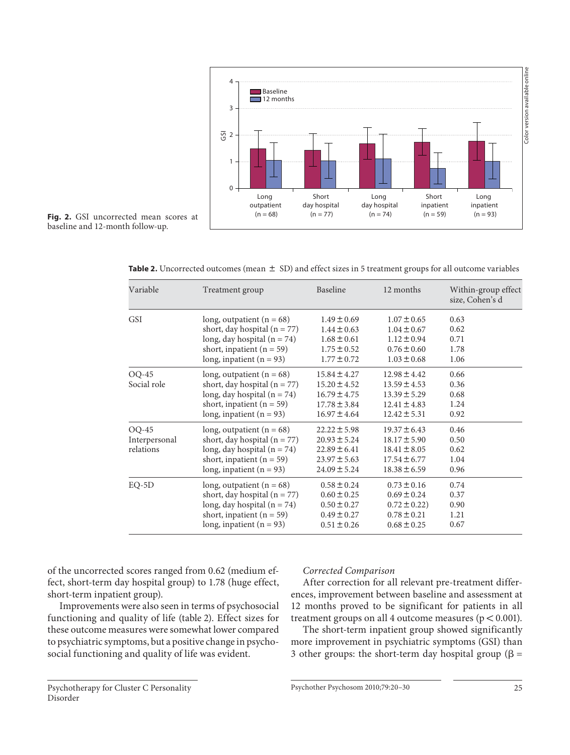Fig. 2. GSI uncorrected mean scores at baseline and 12-month follow-up.

**Table 2.** Uncorrected outcomes (mean ± SD) and effect sizes in 5 treatment groups for all outcome variables

| Variable | Treatment group | Baseline | 12 months | Within-group effect size, Cohen's d |
|---|---|---|---|---|
| GSI | long, outpatient (n = 68) | 1.49 ± 0.69 | 1.07 ± 0.65 | 0.63 |
| | short, day hospital (n = 77) | 1.44 ± 0.63 | 1.04 ± 0.67 | 0.62 |
| | long, day hospital (n = 74) | 1.68 ± 0.61 | 1.12 ± 0.94 | 0.71 |
| | short, inpatient (n = 59) | 1.75 ± 0.52 | 0.76 ± 0.60 | 1.78 |
| | long, inpatient (n = 93) | 1.77 ± 0.72 | 1.03 ± 0.68 | 1.06 |
| OQ-45 Social role | long, outpatient (n = 68) | 15.84 ± 4.27 | 12.98 ± 4.42 | 0.66 |
| | short, day hospital (n = 77) | 15.20 ± 4.52 | 13.59 ± 4.53 | 0.36 |
| | long, day hospital (n = 74) | 16.79 ± 4.75 | 13.39 ± 5.29 | 0.68 |
| | short, inpatient (n = 59) | 17.78 ± 3.84 | 12.41 ± 4.83 | 1.24 |
| | long, inpatient (n = 93) | 16.97 ± 4.64 | 12.42 ± 5.31 | 0.92 |
| OQ-45 Interpersonal relations | long, outpatient (n = 68) | 22.22 ± 5.98 | 19.37 ± 6.43 | 0.46 |
| | short, day hospital (n = 77) | 20.93 ± 5.24 | 18.17 ± 5.90 | 0.50 |
| | long, day hospital (n = 74) | 22.89 ± 6.41 | 18.41 ± 8.05 | 0.62 |
| | short, inpatient (n = 59) | 23.97 ± 5.63 | 17.54 ± 6.77 | 1.04 |
| | long, inpatient (n = 93) | 24.09 ± 5.24 | 18.38 ± 6.59 | 0.96 |
| EQ-5D | long, outpatient (n = 68) | 0.58 ± 0.24 | 0.73 ± 0.16 | 0.74 |
| | short, day hospital (n = 77) | 0.60 ± 0.25 | 0.69 ± 0.24 | 0.37 |
| | long, day hospital (n = 74) | 0.50 ± 0.27 | 0.72 ± 0.22) | 0.90 |
| | short, inpatient (n = 59) | 0.49 ± 0.27 | 0.78 ± 0.21 | 1.21 |
| | long, inpatient (n = 93) | 0.51 ± 0.26 | 0.68 ± 0.25 | 0.67 |

of the uncorrected scores ranged from 0.62 (medium effect, short-term day hospital group) to 1.78 (huge effect, short-term inpatient group).

Improvements were also seen in terms of psychosocial functioning and quality of life (table 2). Effect sizes for these outcome measures were somewhat lower compared to psychiatric symptoms, but a positive change in psychosocial functioning and quality of life was evident.

*Corrected Comparison*

After correction for all relevant pre-treatment differences, improvement between baseline and assessment at 12 months proved to be significant for patients in all treatment groups on all 4 outcome measures ($p < 0.001$).

The short-term inpatient group showed significantly more improvement in psychiatric symptoms (GSI) than 3 other groups: the short-term day hospital group ($\beta =$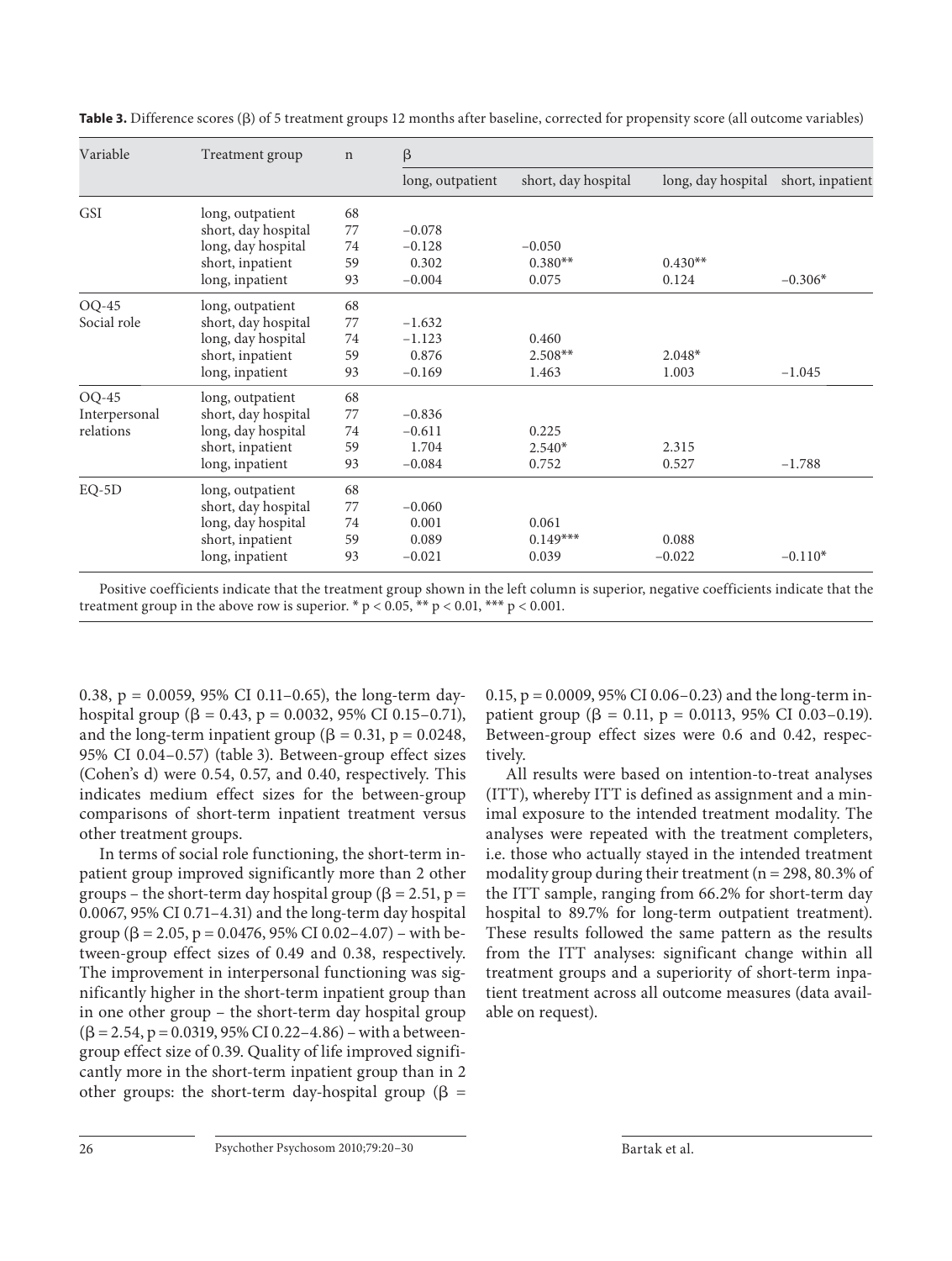**Table 3.** Difference scores (β) of 5 treatment groups 12 months after baseline, corrected for propensity score (all outcome variables)

| Variable | Treatment group | n | β | | | |
|---|---|---|---|---|---|---|
| | | | long, outpatient | short, day hospital | long, day hospital | short, inpatient |
| GSI | long, outpatient | 68 | | | | |
| | short, day hospital | 77 | −0.078 | | | |
| | long, day hospital | 74 | −0.128 | −0.050 | | |
| | short, inpatient | 59 | 0.302 | 0.380** | 0.430** | |
| | long, inpatient | 93 | −0.004 | 0.075 | 0.124 | −0.306* |
| OQ-45 Social role | long, outpatient | 68 | | | | |
| | short, day hospital | 77 | −1.632 | | | |
| | long, day hospital | 74 | −1.123 | 0.460 | | |
| | short, inpatient | 59 | 0.876 | 2.508** | 2.048* | |
| | long, inpatient | 93 | −0.169 | 1.463 | 1.003 | −1.045 |
| OQ-45 Interpersonal relations | long, outpatient | 68 | | | | |
| | short, day hospital | 77 | −0.836 | | | |
| | long, day hospital | 74 | −0.611 | 0.225 | | |
| | short, inpatient | 59 | 1.704 | 2.540* | 2.315 | |
| | long, inpatient | 93 | −0.084 | 0.752 | 0.527 | −1.788 |
| EQ-5D | long, outpatient | 68 | | | | |
| | short, day hospital | 77 | −0.060 | | | |
| | long, day hospital | 74 | 0.001 | 0.061 | | |
| | short, inpatient | 59 | 0.089 | 0.149*** | 0.088 | |
| | long, inpatient | 93 | −0.021 | 0.039 | −0.022 | −0.110* |

Positive coefficients indicate that the treatment group shown in the left column is superior, negative coefficients indicate that the treatment group in the above row is superior. * $p < 0.05$, ** $p < 0.01$, *** $p < 0.001$.

0.38, p = 0.0059, 95% CI 0.11–0.65), the long-term day-hospital group (β = 0.43, p = 0.0032, 95% CI 0.15–0.71), and the long-term inpatient group (β = 0.31, p = 0.0248, 95% CI 0.04–0.57) (table 3). Between-group effect sizes (Cohen's d) were 0.54, 0.57, and 0.40, respectively. This indicates medium effect sizes for the between-group comparisons of short-term inpatient treatment versus other treatment groups.

In terms of social role functioning, the short-term inpatient group improved significantly more than 2 other groups – the short-term day hospital group (β = 2.51, p = 0.0067, 95% CI 0.71–4.31) and the long-term day hospital group (β = 2.05, p = 0.0476, 95% CI 0.02–4.07) – with between-group effect sizes of 0.49 and 0.38, respectively. The improvement in interpersonal functioning was significantly higher in the short-term inpatient group than in one other group – the short-term day hospital group (β = 2.54, p = 0.0319, 95% CI 0.22–4.86) – with a between-group effect size of 0.39. Quality of life improved significantly more in the short-term inpatient group than in 2 other groups: the short-term day-hospital group (β = 0.15, p = 0.0009, 95% CI 0.06–0.23) and the long-term inpatient group (β = 0.11, p = 0.0113, 95% CI 0.03–0.19). Between-group effect sizes were 0.6 and 0.42, respectively.

All results were based on intention-to-treat analyses (ITT), whereby ITT is defined as assignment and a minimal exposure to the intended treatment modality. The analyses were repeated with the treatment completers, i.e. those who actually stayed in the intended treatment modality group during their treatment (n = 298, 80.3% of the ITT sample, ranging from 66.2% for short-term day hospital to 89.7% for long-term outpatient treatment). These results followed the same pattern as the results from the ITT analyses: significant change within all treatment groups and a superiority of short-term inpatient treatment across all outcome measures (data available on request).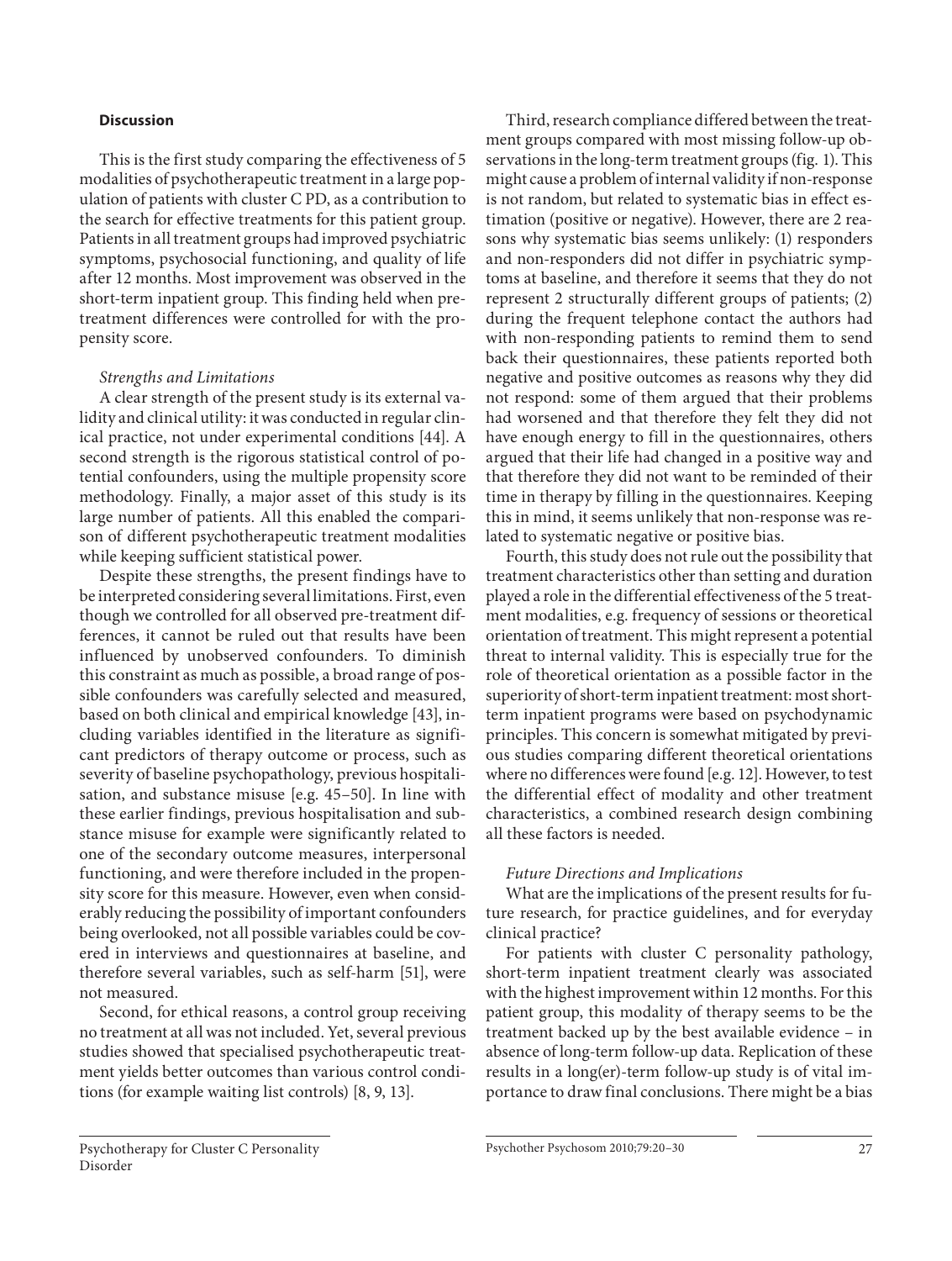## Discussion

This is the first study comparing the effectiveness of 5 modalities of psychotherapeutic treatment in a large population of patients with cluster C PD, as a contribution to the search for effective treatments for this patient group. Patients in all treatment groups had improved psychiatric symptoms, psychosocial functioning, and quality of life after 12 months. Most improvement was observed in the short-term inpatient group. This finding held when pre-treatment differences were controlled for with the propensity score.

### *Strengths and Limitations*

A clear strength of the present study is its external validity and clinical utility: it was conducted in regular clinical practice, not under experimental conditions [44]. A second strength is the rigorous statistical control of potential confounders, using the multiple propensity score methodology. Finally, a major asset of this study is its large number of patients. All this enabled the comparison of different psychotherapeutic treatment modalities while keeping sufficient statistical power.

Despite these strengths, the present findings have to be interpreted considering several limitations. First, even though we controlled for all observed pre-treatment differences, it cannot be ruled out that results have been influenced by unobserved confounders. To diminish this constraint as much as possible, a broad range of possible confounders was carefully selected and measured, based on both clinical and empirical knowledge [43], including variables identified in the literature as significant predictors of therapy outcome or process, such as severity of baseline psychopathology, previous hospitalisation, and substance misuse [e.g. 45–50]. In line with these earlier findings, previous hospitalisation and substance misuse for example were significantly related to one of the secondary outcome measures, interpersonal functioning, and were therefore included in the propensity score for this measure. However, even when considerably reducing the possibility of important confounders being overlooked, not all possible variables could be covered in interviews and questionnaires at baseline, and therefore several variables, such as self-harm [51], were not measured.

Second, for ethical reasons, a control group receiving no treatment at all was not included. Yet, several previous studies showed that specialised psychotherapeutic treatment yields better outcomes than various control conditions (for example waiting list controls) [8, 9, 13].

Third, research compliance differed between the treatment groups compared with most missing follow-up observations in the long-term treatment groups (fig. 1). This might cause a problem of internal validity if non-response is not random, but related to systematic bias in effect estimation (positive or negative). However, there are 2 reasons why systematic bias seems unlikely: (1) responders and non-responders did not differ in psychiatric symptoms at baseline, and therefore it seems that they do not represent 2 structurally different groups of patients; (2) during the frequent telephone contact the authors had with non-responding patients to remind them to send back their questionnaires, these patients reported both negative and positive outcomes as reasons why they did not respond: some of them argued that their problems had worsened and that therefore they felt they did not have enough energy to fill in the questionnaires, others argued that their life had changed in a positive way and that therefore they did not want to be reminded of their time in therapy by filling in the questionnaires. Keeping this in mind, it seems unlikely that non-response was related to systematic negative or positive bias.

Fourth, this study does not rule out the possibility that treatment characteristics other than setting and duration played a role in the differential effectiveness of the 5 treatment modalities, e.g. frequency of sessions or theoretical orientation of treatment. This might represent a potential threat to internal validity. This is especially true for the role of theoretical orientation as a possible factor in the superiority of short-term inpatient treatment: most short-term inpatient programs were based on psychodynamic principles. This concern is somewhat mitigated by previous studies comparing different theoretical orientations where no differences were found [e.g. 12]. However, to test the differential effect of modality and other treatment characteristics, a combined research design combining all these factors is needed.

### *Future Directions and Implications*

What are the implications of the present results for future research, for practice guidelines, and for everyday clinical practice?

For patients with cluster C personality pathology, short-term inpatient treatment clearly was associated with the highest improvement within 12 months. For this patient group, this modality of therapy seems to be the treatment backed up by the best available evidence – in absence of long-term follow-up data. Replication of these results in a long(er)-term follow-up study is of vital importance to draw final conclusions. There might be a bias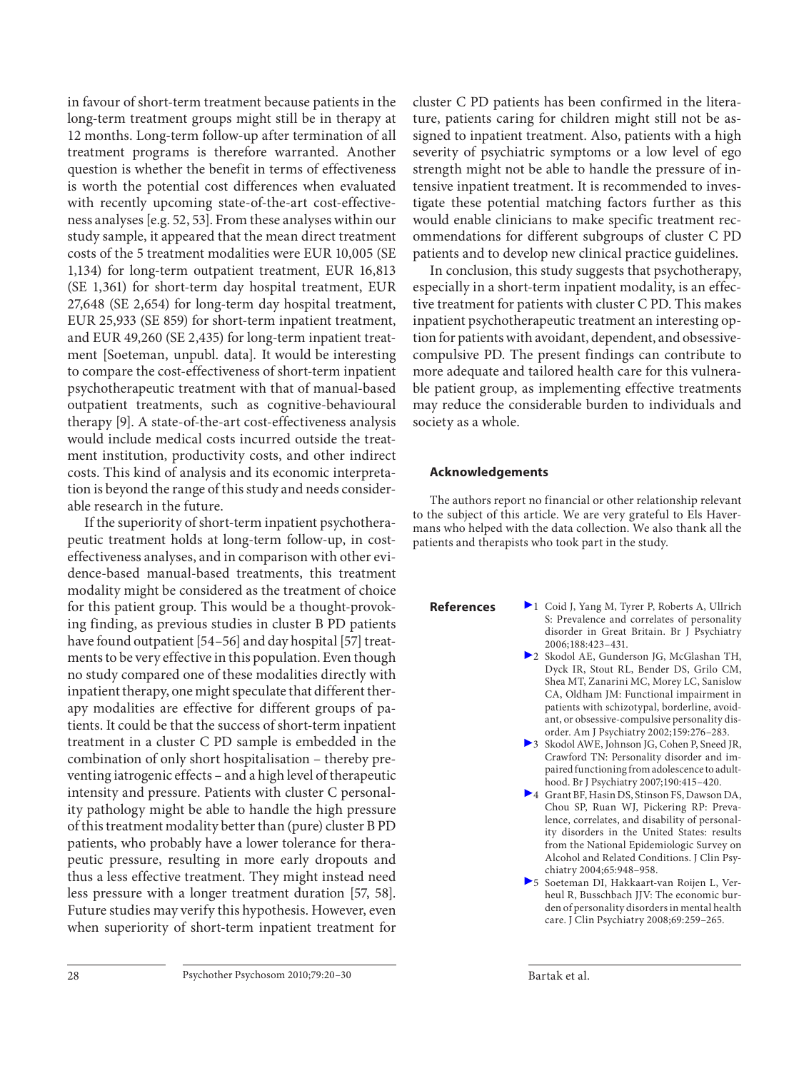in favour of short-term treatment because patients in the long-term treatment groups might still be in therapy at 12 months. Long-term follow-up after termination of all treatment programs is therefore warranted. Another question is whether the benefit in terms of effectiveness is worth the potential cost differences when evaluated with recently upcoming state-of-the-art cost-effectiveness analyses [e.g. 52, 53]. From these analyses within our study sample, it appeared that the mean direct treatment costs of the 5 treatment modalities were EUR 10,005 (SE 1,134) for long-term outpatient treatment, EUR 16,813 (SE 1,361) for short-term day hospital treatment, EUR 27,648 (SE 2,654) for long-term day hospital treatment, EUR 25,933 (SE 859) for short-term inpatient treatment, and EUR 49,260 (SE 2,435) for long-term inpatient treatment [Soeteman, unpubl. data]. It would be interesting to compare the cost-effectiveness of short-term inpatient psychotherapeutic treatment with that of manual-based outpatient treatments, such as cognitive-behavioural therapy [9]. A state-of-the-art cost-effectiveness analysis would include medical costs incurred outside the treatment institution, productivity costs, and other indirect costs. This kind of analysis and its economic interpretation is beyond the range of this study and needs considerable research in the future.

If the superiority of short-term inpatient psychotherapeutic treatment holds at long-term follow-up, in cost-effectiveness analyses, and in comparison with other evidence-based manual-based treatments, this treatment modality might be considered as the treatment of choice for this patient group. This would be a thought-provoking finding, as previous studies in cluster B PD patients have found outpatient [54–56] and day hospital [57] treatments to be very effective in this population. Even though no study compared one of these modalities directly with inpatient therapy, one might speculate that different therapy modalities are effective for different groups of patients. It could be that the success of short-term inpatient treatment in a cluster C PD sample is embedded in the combination of only short hospitalisation – thereby preventing iatrogenic effects – and a high level of therapeutic intensity and pressure. Patients with cluster C personality pathology might be able to handle the high pressure of this treatment modality better than (pure) cluster B PD patients, who probably have a lower tolerance for therapeutic pressure, resulting in more early dropouts and thus a less effective treatment. They might instead need less pressure with a longer treatment duration [57, 58]. Future studies may verify this hypothesis. However, even when superiority of short-term inpatient treatment for cluster C PD patients has been confirmed in the literature, patients caring for children might still not be assigned to inpatient treatment. Also, patients with a high severity of psychiatric symptoms or a low level of ego strength might not be able to handle the pressure of intensive inpatient treatment. It is recommended to investigate these potential matching factors further as this would enable clinicians to make specific treatment recommendations for different subgroups of cluster C PD patients and to develop new clinical practice guidelines.

In conclusion, this study suggests that psychotherapy, especially in a short-term inpatient modality, is an effective treatment for patients with cluster C PD. This makes inpatient psychotherapeutic treatment an interesting option for patients with avoidant, dependent, and obsessive-compulsive PD. The present findings can contribute to more adequate and tailored health care for this vulnerable patient group, as implementing effective treatments may reduce the considerable burden to individuals and society as a whole.

## Acknowledgements

The authors report no financial or other relationship relevant to the subject of this article. We are very grateful to Els Havermans who helped with the data collection. We also thank all the patients and therapists who took part in the study.

## References

1. Coid J, Yang M, Tyrer P, Roberts A, Ullrich S: Prevalence and correlates of personality disorder in Great Britain. Br J Psychiatry 2006;188:423–431.
2. Skodol AE, Gunderson JG, McGlashan TH, Dyck IR, Stout RL, Bender DS, Grilo CM, Shea MT, Zanarini MC, Morey LC, Sanislow CA, Oldham JM: Functional impairment in patients with schizotypal, borderline, avoidant, or obsessive-compulsive personality disorder. Am J Psychiatry 2002;159:276–283.
3. Skodol AWE, Johnson JG, Cohen P, Sneed JR, Crawford TN: Personality disorder and impaired functioning from adolescence to adulthood. Br J Psychiatry 2007;190:415–420.
4. Grant BF, Hasin DS, Stinson FS, Dawson DA, Chou SP, Ruan WJ, Pickering RP: Prevalence, correlates, and disability of personality disorders in the United States: results from the National Epidemiologic Survey on Alcohol and Related Conditions. J Clin Psychiatry 2004;65:948–958.
5. Soeteman DI, Hakkaart-van Roijen L, Verheul R, Busschbach JJV: The economic burden of personality disorders in mental health care. J Clin Psychiatry 2008;69:259–265.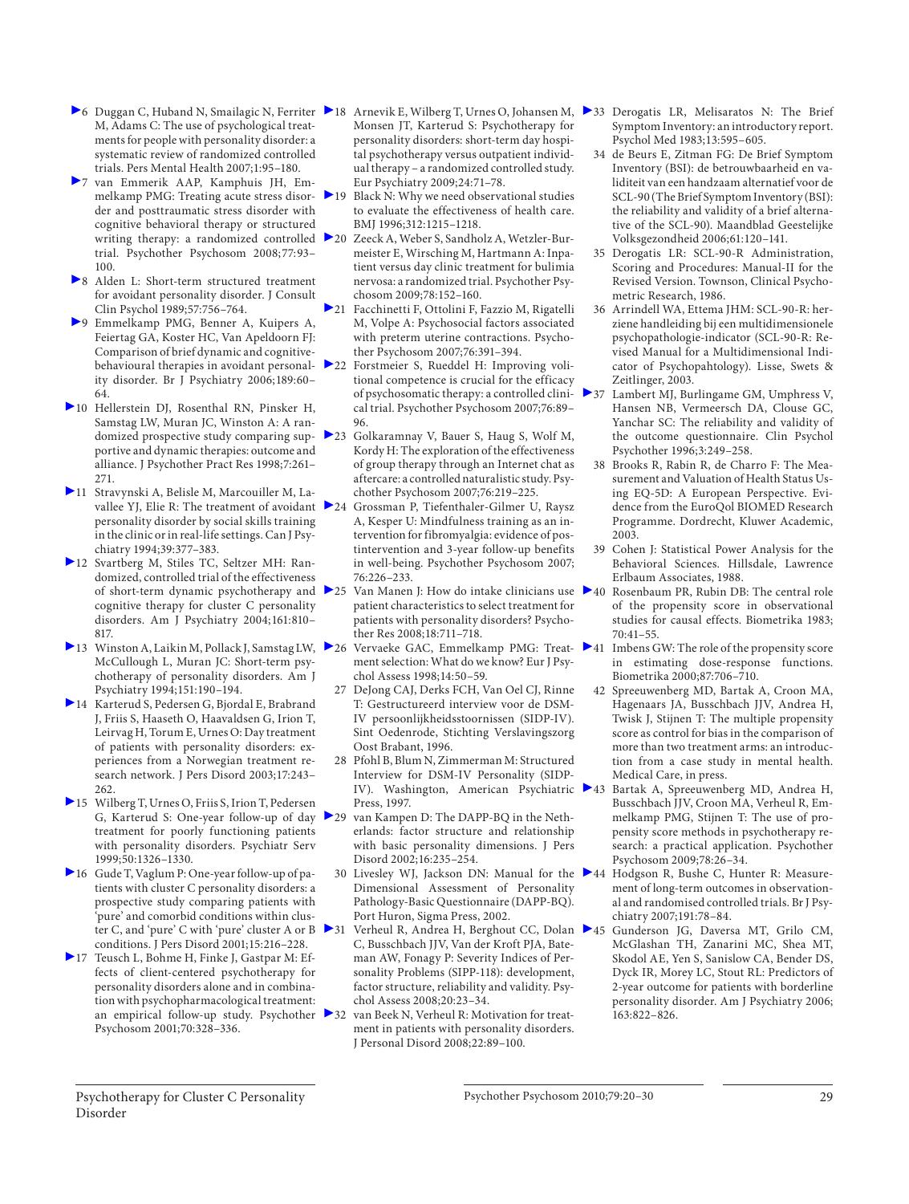6 Duggan C, Huband N, Smailagic N, Ferriter M, Adams C: The use of psychological treatments for people with personality disorder: a systematic review of randomized controlled trials. Pers Mental Health 2007;1:95–180.

7 van Emmerik AAP, Kamphuis JH, Emmelkamp PMG: Treating acute stress disorder and posttraumatic stress disorder with cognitive behavioral therapy or structured writing therapy: a randomized controlled trial. Psychother Psychosom 2008;77:93–100.

8 Alden L: Short-term structured treatment for avoidant personality disorder. J Consult Clin Psychol 1989;57:756–764.

9 Emmelkamp PMG, Benner A, Kuipers A, Feiertag GA, Koster HC, Van Apeldoorn FJ: Comparison of brief dynamic and cognitive-behavioural therapies in avoidant personality disorder. Br J Psychiatry 2006;189:60–64.

10 Hellerstein DJ, Rosenthal RN, Pinsker H, Samstag LW, Muran JC, Winston A: A randomized prospective study comparing supportive and dynamic therapies: outcome and alliance. J Psychother Pract Res 1998;7:261–271.

11 Stravynski A, Belisle M, Marcouiller M, Lavallee YJ, Elie R: The treatment of avoidant personality disorder by social skills training in the clinic or in real-life settings. Can J Psychiatry 1994;39:377–383.

12 Svartberg M, Stiles TC, Seltzer MH: Randomized, controlled trial of the effectiveness of short-term dynamic psychotherapy and cognitive therapy for cluster C personality disorders. Am J Psychiatry 2004;161:810–817.

13 Winston A, Laikin M, Pollack J, Samstag LW, McCullough L, Muran JC: Short-term psychotherapy of personality disorders. Am J Psychiatry 1994;151:190–194.

14 Karterud S, Pedersen G, Bjordal E, Brabrand J, Friis S, Haaseth O, Haavaldsen G, Irion T, Leirvag H, Torum E, Urnes O: Day treatment of patients with personality disorders: experiences from a Norwegian treatment research network. J Pers Disord 2003;17:243–262.

15 Wilberg T, Urnes O, Friis S, Irion T, Pedersen G, Karterud S: One-year follow-up of day treatment for poorly functioning patients with personality disorders. Psychiatr Serv 1999;50:1326–1330.

16 Gude T, Vaglum P: One-year follow-up of patients with cluster C personality disorders: a prospective study comparing patients with 'pure' and comorbid conditions within cluster C, and 'pure' C with 'pure' cluster A or B conditions. J Pers Disord 2001;15:216–228.

17 Teusch L, Bohme H, Finke J, Gastpar M: Effects of client-centered psychotherapy for personality disorders alone and in combination with psychopharmacological treatment: an empirical follow-up study. Psychother Psychosom 2001;70:328–336.

18 Arnevik E, Wilberg T, Urnes O, Johansen M, Monsen JT, Karterud S: Psychotherapy for personality disorders: short-term day hospital psychotherapy versus outpatient individual therapy – a randomized controlled study. Eur Psychiatry 2009;24:71–78.

19 Black N: Why we need observational studies to evaluate the effectiveness of health care. BMJ 1996;312:1215–1218.

20 Zeeck A, Weber S, Sandholz A, Wetzler-Burmeister E, Wirsching M, Hartmann A: Inpatient versus day clinic treatment for bulimia nervosa: a randomized trial. Psychother Psychosom 2009;78:152–160.

21 Facchinetti F, Ottolini F, Fazzio M, Rigatelli M, Volpe A: Psychosocial factors associated with preterm uterine contractions. Psychother Psychosom 2007;76:391–394.

22 Forstmeier S, Rueddel H: Improving volitional competence is crucial for the efficacy of psychosomatic therapy: a controlled clinical trial. Psychother Psychosom 2007;76:89–96.

23 Golkaramnay V, Bauer S, Haug S, Wolf M, Kordy H: The exploration of the effectiveness of group therapy through an Internet chat as aftercare: a controlled naturalistic study. Psychother Psychosom 2007;76:219–225.

24 Grossman P, Tiefenthaler-Gilmer U, Raysz A, Kesper U: Mindfulness training as an intervention for fibromyalgia: evidence of postintervention and 3-year follow-up benefits in well-being. Psychother Psychosom 2007;76:226–233.

25 Van Manen J: How do intake clinicians use patient characteristics to select treatment for patients with personality disorders? Psychother Res 2008;18:711–718.

26 Vervaeke GAC, Emmelkamp PMG: Treatment selection: What do we know? Eur J Psychol Assess 1998;14:50–59.

27 DeJong CAJ, Derks FCH, Van Oel CJ, Rinne T: Gestructureerd interview voor de DSM-IV persoonlijkheidsstoornissen (SIDP-IV). Sint Oedenrode, Stichting Verslavingszorg Oost Brabant, 1996.

28 Pfohl B, Blum N, Zimmerman M: Structured Interview for DSM-IV Personality (SIDP-IV). Washington, American Psychiatric Press, 1997.

29 van Kampen D: The DAPP-BQ in the Netherlands: factor structure and relationship with basic personality dimensions. J Pers Disord 2002;16:235–254.

30 Livesley WJ, Jackson DN: Manual for the Dimensional Assessment of Personality Pathology-Basic Questionnaire (DAPP-BQ). Port Huron, Sigma Press, 2002.

31 Verheul R, Andrea H, Berghout CC, Dolan C, Busschbach JJV, Van der Kroft PJA, Bateman AW, Fonagy P: Severity Indices of Personality Problems (SIPP-118): development, factor structure, reliability and validity. Psychol Assess 2008;20:23–34.

32 van Beek N, Verheul R: Motivation for treatment in patients with personality disorders. J Personal Disord 2008;22:89–100.

33 Derogatis LR, Melisaratos N: The Brief Symptom Inventory: an introductory report. Psychol Med 1983;13:595–605.

34 de Beurs E, Zitman FG: De Brief Symptom Inventory (BSI): de betrouwbaarheid en validiteit van een handzaam alternatief voor de SCL-90 (The Brief Symptom Inventory (BSI): the reliability and validity of a brief alternative of the SCL-90). Maandblad Geestelijke Volksgezondheid 2006;61:120–141.

35 Derogatis LR: SCL-90-R Administration, Scoring and Procedures: Manual-II for the Revised Version. Townson, Clinical Psychometric Research, 1986.

36 Arrindell WA, Ettema JHM: SCL-90-R: herziene handleiding bij een multidimensionele psychopathologie-indicator (SCL-90-R: Revised Manual for a Multidimensional Indicator of Psychopahtology). Lisse, Swets & Zeitlinger, 2003.

37 Lambert MJ, Burlingame GM, Umphress V, Hansen NB, Vermeersch DA, Clouse GC, Yanchar SC: The reliability and validity of the outcome questionnaire. Clin Psychol Psychother 1996;3:249–258.

38 Brooks R, Rabin R, de Charro F: The Measurement and Valuation of Health Status Using EQ-5D: A European Perspective. Evidence from the EuroQol BIOMED Research Programme. Dordrecht, Kluwer Academic, 2003.

39 Cohen J: Statistical Power Analysis for the Behavioral Sciences. Hillsdale, Lawrence Erlbaum Associates, 1988.

40 Rosenbaum PR, Rubin DB: The central role of the propensity score in observational studies for causal effects. Biometrika 1983;70:41–55.

41 Imbens GW: The role of the propensity score in estimating dose-response functions. Biometrika 2000;87:706–710.

42 Spreeuwenberg MD, Bartak A, Croon MA, Hagenaars JA, Busschbach JJV, Andrea H, Twisk J, Stijnen T: The multiple propensity score as control for bias in the comparison of more than two treatment arms: an introduction from a case study in mental health. Medical Care, in press.

43 Bartak A, Spreeuwenberg MD, Andrea H, Busschbach JJV, Croon MA, Verheul R, Emmelkamp PMG, Stijnen T: The use of propensity score methods in psychotherapy research: a practical application. Psychother Psychosom 2009;78:26–34.

44 Hodgson R, Bushe C, Hunter R: Measurement of long-term outcomes in observational and randomised controlled trials. Br J Psychiatry 2007;191:78–84.

45 Gunderson JG, Daversa MT, Grilo CM, McGlashan TH, Zanarini MC, Shea MT, Skodol AE, Yen S, Sanislow CA, Bender DS, Dyck IR, Morey LC, Stout RL: Predictors of 2-year outcome for patients with borderline personality disorder. Am J Psychiatry 2006;163:822–826.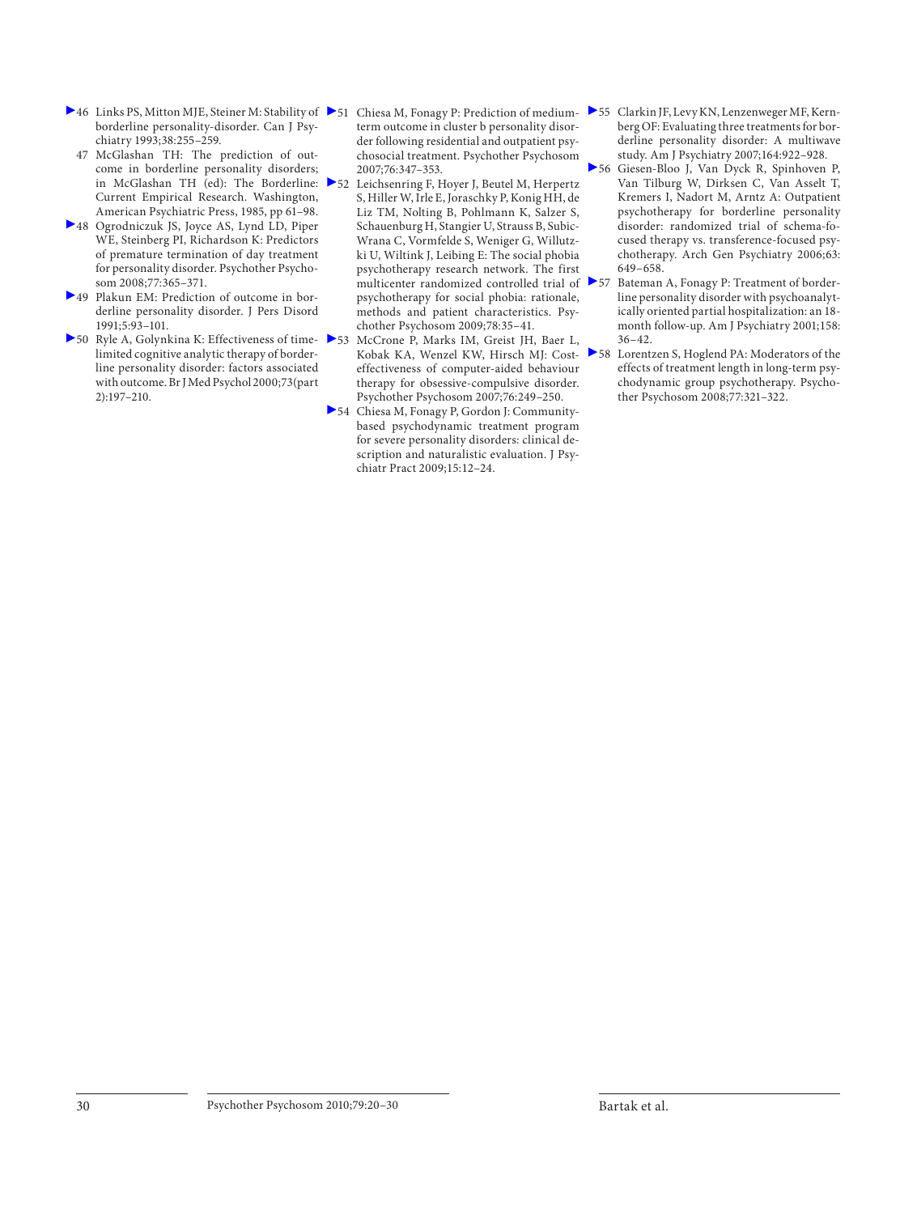46 Links PS, Mitton MJE, Steiner M: Stability of borderline personality-disorder. Can J Psychiatry 1993;38:255–259.

47 McGlashan TH: The prediction of outcome in borderline personality disorders; in McGlashan TH (ed): The Borderline: Current Empirical Research. Washington, American Psychiatric Press, 1985, pp 61–98.

48 Ogrodniczuk JS, Joyce AS, Lynd LD, Piper WE, Steinberg PI, Richardson K: Predictors of premature termination of day treatment for personality disorder. Psychother Psychosom 2008;77:365–371.

49 Plakun EM: Prediction of outcome in borderline personality disorder. J Pers Disord 1991;5:93–101.

50 Ryle A, Golynkina K: Effectiveness of time-limited cognitive analytic therapy of borderline personality disorder: factors associated with outcome. Br J Med Psychol 2000;73(part 2):197–210.

51 Chiesa M, Fonagy P: Prediction of medium-term outcome in cluster b personality disorder following residential and outpatient psychosocial treatment. Psychother Psychosom 2007;76:347–353.

52 Leichsenring F, Hoyer J, Beutel M, Herpertz S, Hiller W, Irle E, Joraschky P, Konig HH, de Liz TM, Nolting B, Pohlmann K, Salzer S, Schauenburg H, Stangier U, Strauss B, Subic-Wrana C, Vormfelde S, Weniger G, Willutzki U, Wiltink J, Leibing E: The social phobia psychotherapy research network. The first multicenter randomized controlled trial of psychotherapy for social phobia: rationale, methods and patient characteristics. Psychother Psychosom 2009;78:35–41.

53 McCrone P, Marks IM, Greist JH, Baer L, Kobak KA, Wenzel KW, Hirsch MJ: Cost-effectiveness of computer-aided behaviour therapy for obsessive-compulsive disorder. Psychother Psychosom 2007;76:249–250.

54 Chiesa M, Fonagy P, Gordon J: Community-based psychodynamic treatment program for severe personality disorders: clinical description and naturalistic evaluation. J Psychiatr Pract 2009;15:12–24.

55 Clarkin JF, Levy KN, Lenzenweger MF, Kernberg OF: Evaluating three treatments for borderline personality disorder: A multiwave study. Am J Psychiatry 2007;164:922–928.

56 Giesen-Bloo J, Van Dyck R, Spinhoven P, Van Tilburg W, Dirksen C, Van Asselt T, Kremers I, Nadort M, Arntz A: Outpatient psychotherapy for borderline personality disorder: randomized trial of schema-focused therapy vs. transference-focused psychotherapy. Arch Gen Psychiatry 2006;63:649–658.

57 Bateman A, Fonagy P: Treatment of borderline personality disorder with psychoanalytically oriented partial hospitalization: an 18-month follow-up. Am J Psychiatry 2001;158:36–42.

58 Lorentzen S, Hoglend PA: Moderators of the effects of treatment length in long-term psychodynamic group psychotherapy. Psychother Psychosom 2008;77:321–322.